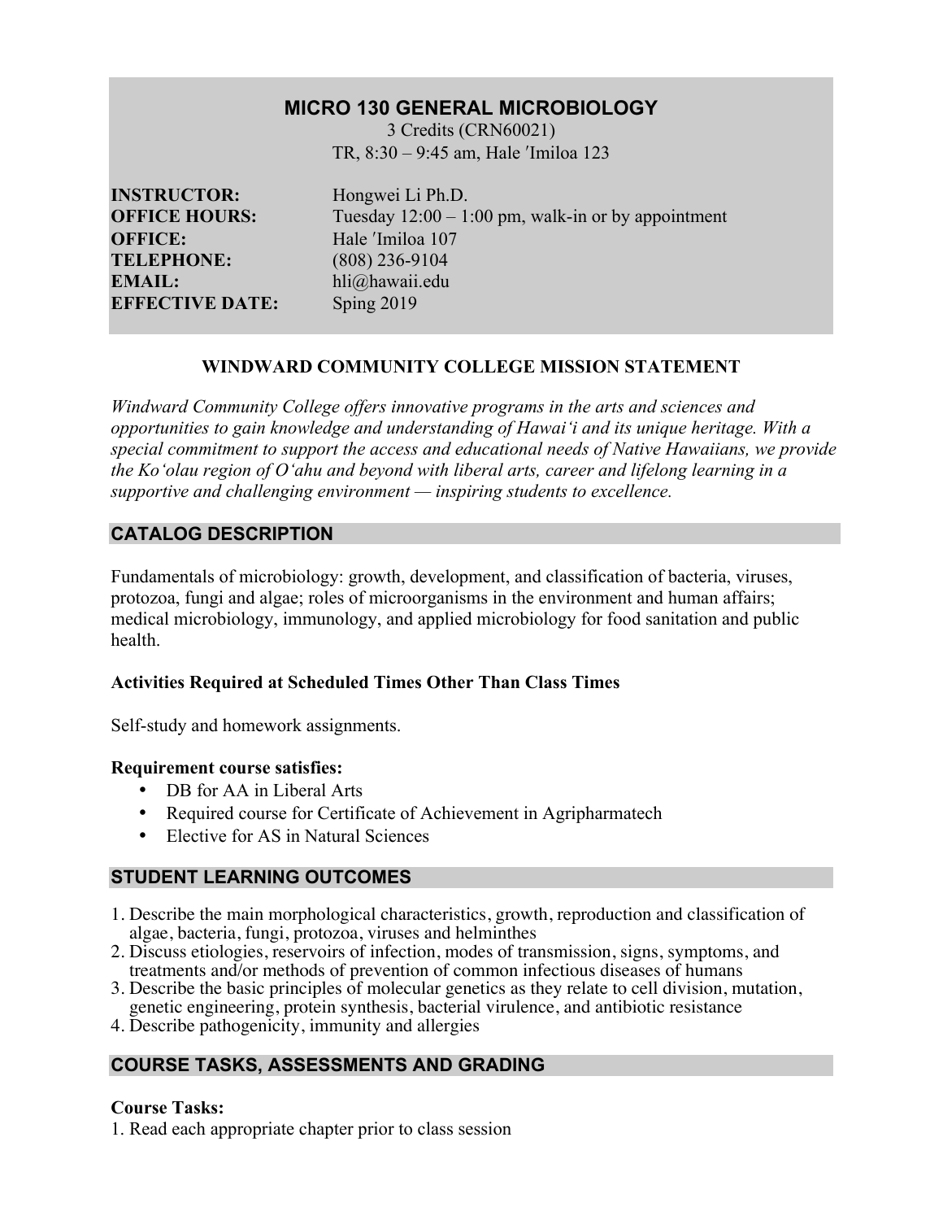# MICRO 130 GENERAL MICROBIOLOGY

3 Credits (CRN60021)
TR, 8:30 – 9:45 am, Hale ʹImiloa 123

**INSTRUCTOR:** Hongwei Li Ph.D.
**OFFICE HOURS:** Tuesday 12:00 – 1:00 pm, walk-in or by appointment
**OFFICE:** Hale ʹImiloa 107
**TELEPHONE:** (808) 236-9104
**EMAIL:** hli@hawaii.edu
**EFFECTIVE DATE:** Sping 2019

## WINDWARD COMMUNITY COLLEGE MISSION STATEMENT

*Windward Community College offers innovative programs in the arts and sciences and opportunities to gain knowledge and understanding of Hawaiʻi and its unique heritage. With a special commitment to support the access and educational needs of Native Hawaiians, we provide the Koʻolau region of Oʻahu and beyond with liberal arts, career and lifelong learning in a supportive and challenging environment — inspiring students to excellence.*

## CATALOG DESCRIPTION

Fundamentals of microbiology: growth, development, and classification of bacteria, viruses, protozoa, fungi and algae; roles of microorganisms in the environment and human affairs; medical microbiology, immunology, and applied microbiology for food sanitation and public health.

### Activities Required at Scheduled Times Other Than Class Times

Self-study and homework assignments.

**Requirement course satisfies:**

- DB for AA in Liberal Arts
- Required course for Certificate of Achievement in Agripharmatech
- Elective for AS in Natural Sciences

## STUDENT LEARNING OUTCOMES

1. Describe the main morphological characteristics, growth, reproduction and classification of algae, bacteria, fungi, protozoa, viruses and helminthes
2. Discuss etiologies, reservoirs of infection, modes of transmission, signs, symptoms, and treatments and/or methods of prevention of common infectious diseases of humans
3. Describe the basic principles of molecular genetics as they relate to cell division, mutation, genetic engineering, protein synthesis, bacterial virulence, and antibiotic resistance
4. Describe pathogenicity, immunity and allergies

## COURSE TASKS, ASSESSMENTS AND GRADING

**Course Tasks:**

1. Read each appropriate chapter prior to class session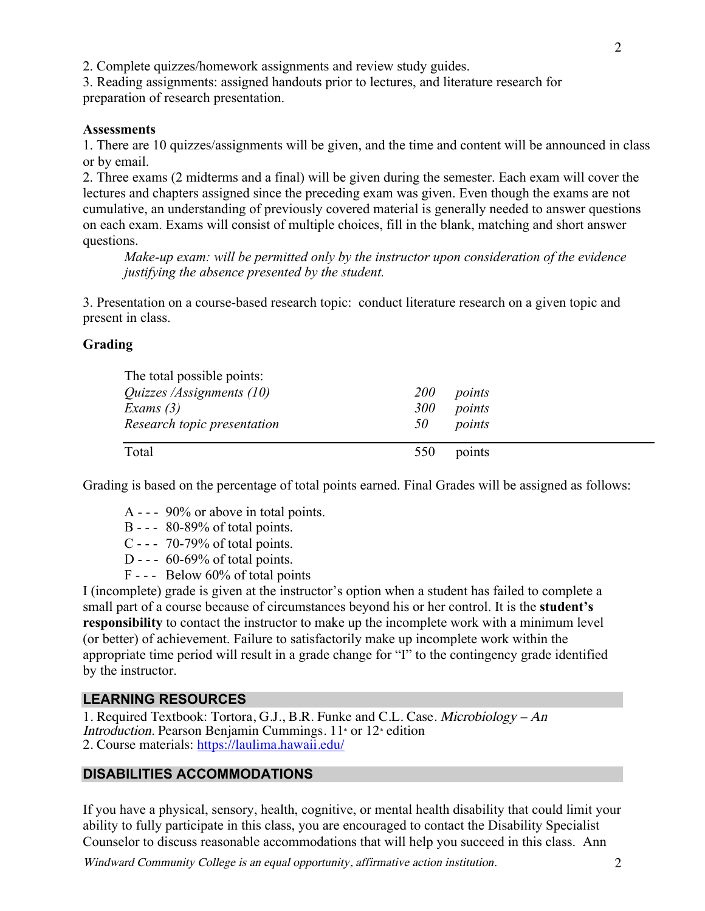2. Complete quizzes/homework assignments and review study guides.
3. Reading assignments: assigned handouts prior to lectures, and literature research for preparation of research presentation.

**Assessments**

1. There are 10 quizzes/assignments will be given, and the time and content will be announced in class or by email.
2. Three exams (2 midterms and a final) will be given during the semester. Each exam will cover the lectures and chapters assigned since the preceding exam was given. Even though the exams are not cumulative, an understanding of previously covered material is generally needed to answer questions on each exam. Exams will consist of multiple choices, fill in the blank, matching and short answer questions.

    *Make-up exam: will be permitted only by the instructor upon consideration of the evidence justifying the absence presented by the student.*

3. Presentation on a course-based research topic: conduct literature research on a given topic and present in class.

**Grading**

| The total possible points: | | |
|---|---|---|
| *Quizzes /Assignments (10)* | *200* | *points* |
| *Exams (3)* | *300* | *points* |
| *Research topic presentation* | *50* | *points* |
| Total | 550 | points |

Grading is based on the percentage of total points earned. Final Grades will be assigned as follows:

A - - - 90% or above in total points.
B - - - 80-89% of total points.
C - - - 70-79% of total points.
D - - - 60-69% of total points.
F - - - Below 60% of total points

I (incomplete) grade is given at the instructor's option when a student has failed to complete a small part of a course because of circumstances beyond his or her control. It is the **student's responsibility** to contact the instructor to make up the incomplete work with a minimum level (or better) of achievement. Failure to satisfactorily make up incomplete work within the appropriate time period will result in a grade change for "I" to the contingency grade identified by the instructor.

## LEARNING RESOURCES

1. Required Textbook: Tortora, G.J., B.R. Funke and C.L. Case. *Microbiology – An Introduction*. Pearson Benjamin Cummings. 11th or 12th edition
2. Course materials: https://laulima.hawaii.edu/

## DISABILITIES ACCOMMODATIONS

If you have a physical, sensory, health, cognitive, or mental health disability that could limit your ability to fully participate in this class, you are encouraged to contact the Disability Specialist Counselor to discuss reasonable accommodations that will help you succeed in this class. Ann

*Windward Community College is an equal opportunity, affirmative action institution.*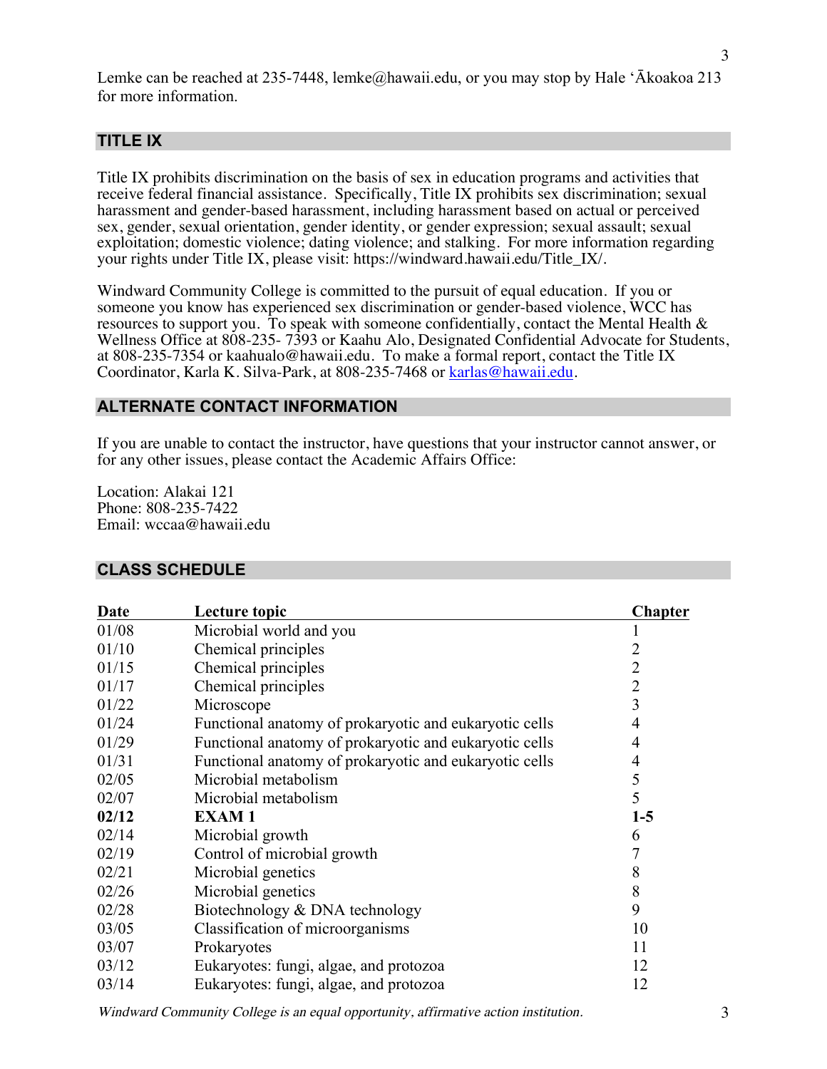Lemke can be reached at 235-7448, lemke@hawaii.edu, or you may stop by Hale ʻĀkoakoa 213 for more information.

## TITLE IX

Title IX prohibits discrimination on the basis of sex in education programs and activities that receive federal financial assistance. Specifically, Title IX prohibits sex discrimination; sexual harassment and gender-based harassment, including harassment based on actual or perceived sex, gender, sexual orientation, gender identity, or gender expression; sexual assault; sexual exploitation; domestic violence; dating violence; and stalking. For more information regarding your rights under Title IX, please visit: https://windward.hawaii.edu/Title_IX/.

Windward Community College is committed to the pursuit of equal education. If you or someone you know has experienced sex discrimination or gender-based violence, WCC has resources to support you. To speak with someone confidentially, contact the Mental Health & Wellness Office at 808-235- 7393 or Kaahu Alo, Designated Confidential Advocate for Students, at 808-235-7354 or kaahualo@hawaii.edu. To make a formal report, contact the Title IX Coordinator, Karla K. Silva-Park, at 808-235-7468 or karlas@hawaii.edu.

## ALTERNATE CONTACT INFORMATION

If you are unable to contact the instructor, have questions that your instructor cannot answer, or for any other issues, please contact the Academic Affairs Office:

Location: Alakai 121
Phone: 808-235-7422
Email: wccaa@hawaii.edu

## CLASS SCHEDULE

| Date | Lecture topic | Chapter |
|---|---|---|
| 01/08 | Microbial world and you | 1 |
| 01/10 | Chemical principles | 2 |
| 01/15 | Chemical principles | 2 |
| 01/17 | Chemical principles | 2 |
| 01/22 | Microscope | 3 |
| 01/24 | Functional anatomy of prokaryotic and eukaryotic cells | 4 |
| 01/29 | Functional anatomy of prokaryotic and eukaryotic cells | 4 |
| 01/31 | Functional anatomy of prokaryotic and eukaryotic cells | 4 |
| 02/05 | Microbial metabolism | 5 |
| 02/07 | Microbial metabolism | 5 |
| **02/12** | **EXAM 1** | **1-5** |
| 02/14 | Microbial growth | 6 |
| 02/19 | Control of microbial growth | 7 |
| 02/21 | Microbial genetics | 8 |
| 02/26 | Microbial genetics | 8 |
| 02/28 | Biotechnology & DNA technology | 9 |
| 03/05 | Classification of microorganisms | 10 |
| 03/07 | Prokaryotes | 11 |
| 03/12 | Eukaryotes: fungi, algae, and protozoa | 12 |
| 03/14 | Eukaryotes: fungi, algae, and protozoa | 12 |

*Windward Community College is an equal opportunity, affirmative action institution.*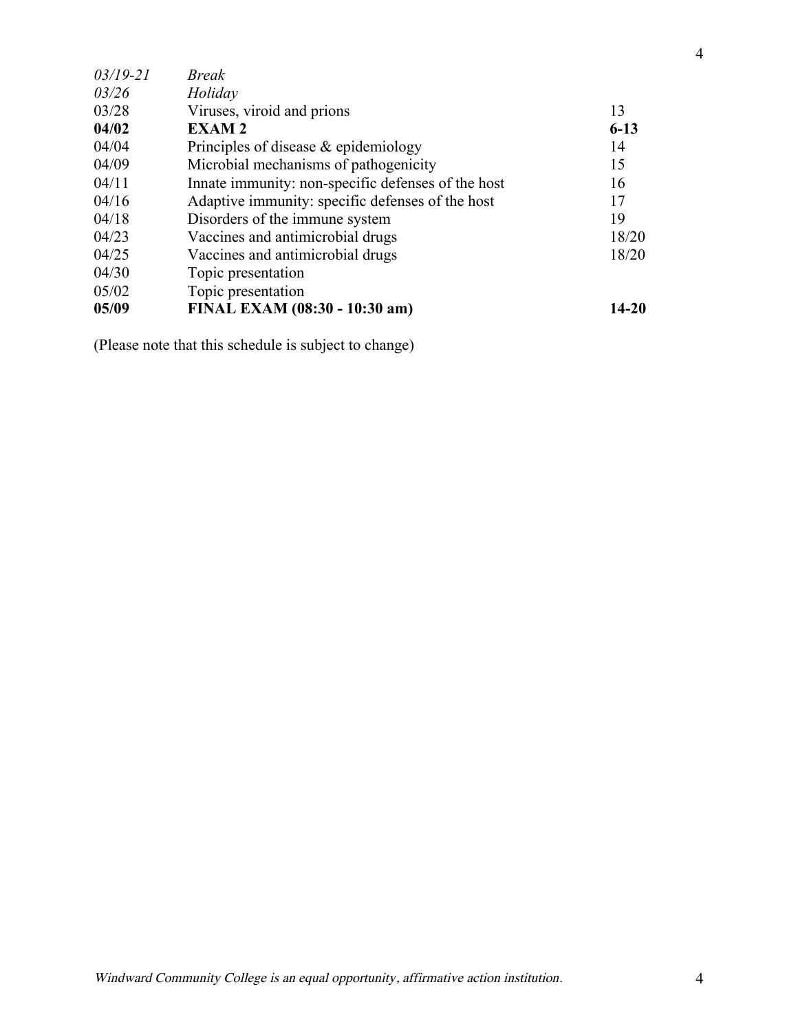| | | |
|---|---|---|
| *03/19-21* | *Break* | |
| *03/26* | *Holiday* | |
| 03/28 | Viruses, viroid and prions | 13 |
| **04/02** | **EXAM 2** | **6-13** |
| 04/04 | Principles of disease & epidemiology | 14 |
| 04/09 | Microbial mechanisms of pathogenicity | 15 |
| 04/11 | Innate immunity: non-specific defenses of the host | 16 |
| 04/16 | Adaptive immunity: specific defenses of the host | 17 |
| 04/18 | Disorders of the immune system | 19 |
| 04/23 | Vaccines and antimicrobial drugs | 18/20 |
| 04/25 | Vaccines and antimicrobial drugs | 18/20 |
| 04/30 | Topic presentation | |
| 05/02 | Topic presentation | |
| **05/09** | **FINAL EXAM (08:30 - 10:30 am)** | **14-20** |

(Please note that this schedule is subject to change)

*Windward Community College is an equal opportunity, affirmative action institution.*